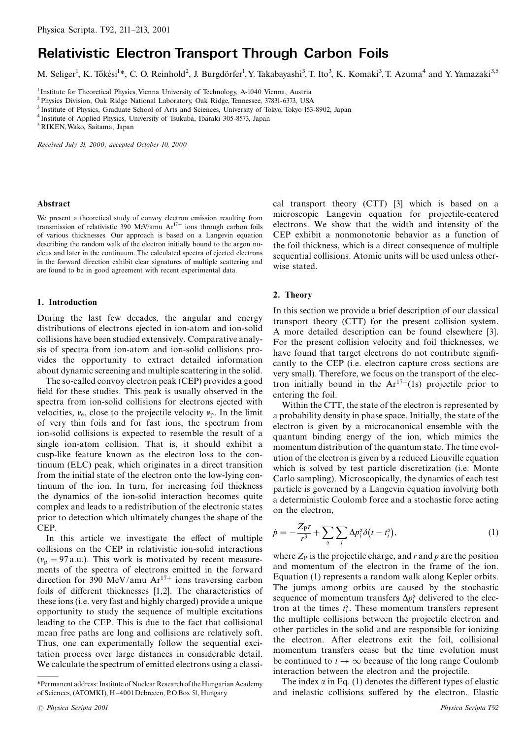# Relativistic Electron Transport Through Carbon Foils

M. Seliger[1], K. Tőkési[1]*, C. O. Reinhold[2], J. Burgdörfer[1], Y. Takabayashi[3], T. Ito[3], K. Komaki[3], T. Azuma[4] and Y. Yamazaki[3,5]

[1] Institute for Theoretical Physics, Vienna University of Technology, A-1040 Vienna, Austria
[2] Physics Division, Oak Ridge National Laboratory, Oak Ridge, Tennessee, 37831-6373, USA
[3] Institute of Physics, Graduate School of Arts and Sciences, University of Tokyo, Tokyo 153-8902, Japan
[4] Institute of Applied Physics, University of Tsukuba, Ibaraki 305-8573, Japan
[5] RIKEN, Wako, Saitama, Japan

*Received July 31, 2000; accepted October 10, 2000*

### Abstract

We present a theoretical study of convoy electron emission resulting from transmission of relativistic 390 MeV/amu $Ar^{17+}$ ions through carbon foils of various thicknesses. Our approach is based on a Langevin equation describing the random walk of the electron initially bound to the argon nucleus and later in the continuum. The calculated spectra of ejected electrons in the forward direction exhibit clear signatures of multiple scattering and are found to be in good agreement with recent experimental data.

## 1. Introduction

During the last few decades, the angular and energy distributions of electrons ejected in ion-atom and ion-solid collisions have been studied extensively. Comparative analysis of spectra from ion-atom and ion-solid collisions provides the opportunity to extract detailed information about dynamic screening and multiple scattering in the solid.

The so-called convoy electron peak (CEP) provides a good field for these studies. This peak is usually observed in the spectra from ion-solid collisions for electrons ejected with velocities, $\mathbf{v}_e$, close to the projectile velocity $\mathbf{v}_p$. In the limit of very thin foils and for fast ions, the spectrum from ion-solid collisions is expected to resemble the result of a single ion-atom collision. That is, it should exhibit a cusp-like feature known as the electron loss to the continuum (ELC) peak, which originates in a direct transition from the initial state of the electron onto the low-lying continuum of the ion. In turn, for increasing foil thickness the dynamics of the ion-solid interaction becomes quite complex and leads to a redistribution of the electronic states prior to detection which ultimately changes the shape of the CEP.

In this article we investigate the effect of multiple collisions on the CEP in relativistic ion-solid interactions ($v_p = 97$ a.u.). This work is motivated by recent measurements of the spectra of electrons emitted in the forward direction for 390 MeV/amu $Ar^{17+}$ ions traversing carbon foils of different thicknesses [1,2]. The characteristics of these ions (i.e. very fast and highly charged) provide a unique opportunity to study the sequence of multiple excitations leading to the CEP. This is due to the fact that collisional mean free paths are long and collisions are relatively soft. Thus, one can experimentally follow the sequential excitation process over large distances in considerable detail. We calculate the spectrum of emitted electrons using a classical transport theory (CTT) [3] which is based on a microscopic Langevin equation for projectile-centered electrons. We show that the width and intensity of the CEP exhibit a nonmonotonic behavior as a function of the foil thickness, which is a direct consequence of multiple sequential collisions. Atomic units will be used unless otherwise stated.

## 2. Theory

In this section we provide a brief description of our classical transport theory (CTT) for the present collision system. A more detailed description can be found elsewhere [3]. For the present collision velocity and foil thicknesses, we have found that target electrons do not contribute significantly to the CEP (i.e. electron capture cross sections are very small). Therefore, we focus on the transport of the electron initially bound in the $Ar^{17+}(1s)$ projectile prior to entering the foil.

Within the CTT, the state of the electron is represented by a probability density in phase space. Initially, the state of the electron is given by a microcanonical ensemble with the quantum binding energy of the ion, which mimics the momentum distribution of the quantum state. The time evolution of the electron is given by a reduced Liouville equation which is solved by test particle discretization (i.e. Monte Carlo sampling). Microscopically, the dynamics of each test particle is governed by a Langevin equation involving both a deterministic Coulomb force and a stochastic force acting on the electron,

$$\dot{p} = -\frac{Z_P r}{r^3} + \sum_\alpha \sum_i \Delta p_i^\alpha \delta\left(t - t_i^\alpha\right), \tag{1}$$

where $Z_P$ is the projectile charge, and $r$ and $p$ are the position and momentum of the electron in the frame of the ion. Equation (1) represents a random walk along Kepler orbits. The jumps among orbits are caused by the stochastic sequence of momentum transfers $\Delta p_i^\alpha$ delivered to the electron at the times $t_i^\alpha$. These momentum transfers represent the multiple collisions between the projectile electron and other particles in the solid and are responsible for ionizing the electron. After electrons exit the foil, collisional momentum transfers cease but the time evolution must be continued to $t \to \infty$ because of the long range Coulomb interaction between the electron and the projectile.

The index $\alpha$ in Eq. (1) denotes the different types of elastic and inelastic collisions suffered by the electron. Elastic

*Permanent address: Institute of Nuclear Research of the Hungarian Academy of Sciences, (ATOMKI), H-4001 Debrecen, P.O.Box 51, Hungary.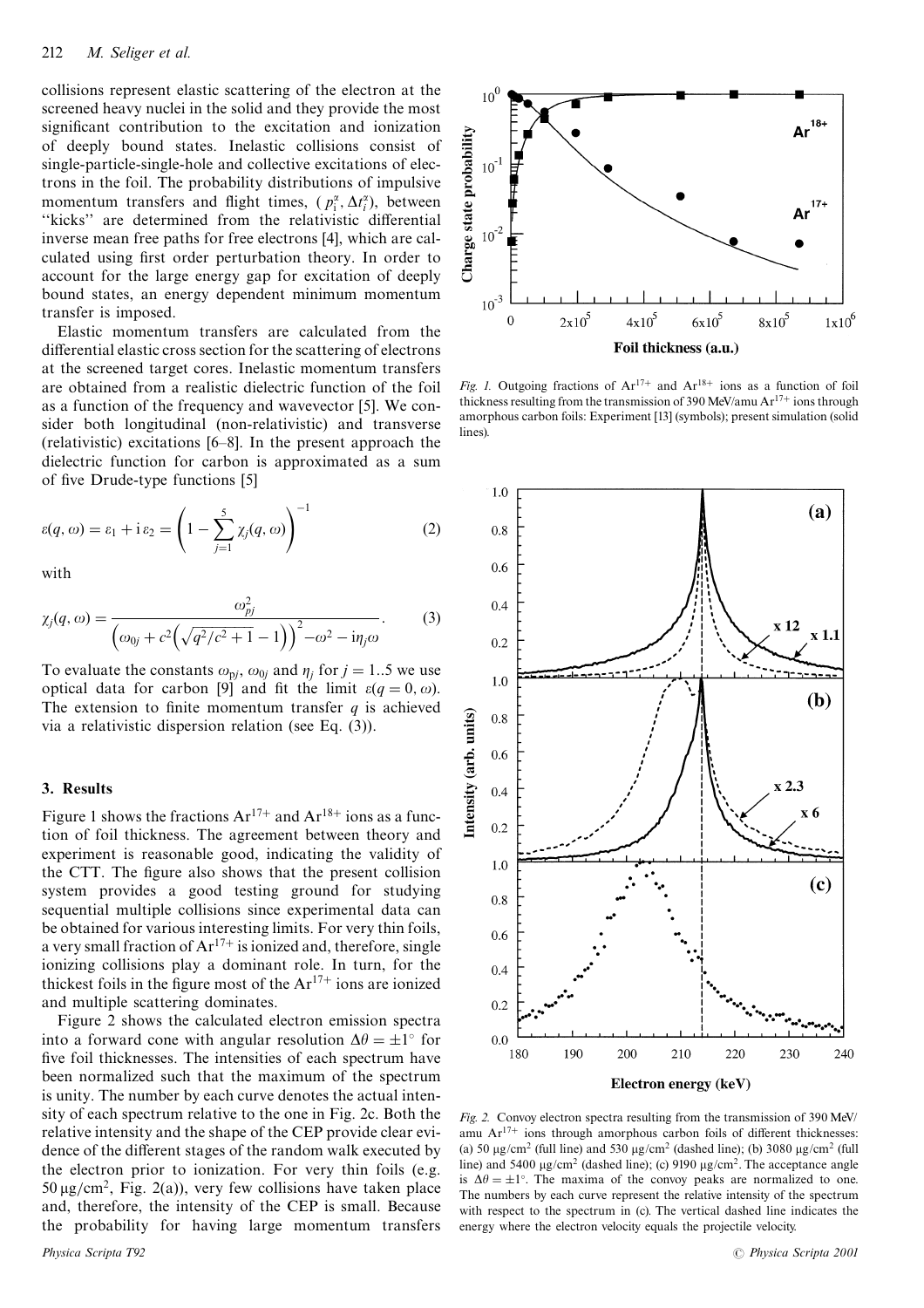collisions represent elastic scattering of the electron at the screened heavy nuclei in the solid and they provide the most significant contribution to the excitation and ionization of deeply bound states. Inelastic collisions consist of single-particle-single-hole and collective excitations of electrons in the foil. The probability distributions of impulsive momentum transfers and flight times, $(p_i^\alpha, \Delta t_i^\alpha)$, between "kicks" are determined from the relativistic differential inverse mean free paths for free electrons [4], which are calculated using first order perturbation theory. In order to account for the large energy gap for excitation of deeply bound states, an energy dependent minimum momentum transfer is imposed.

Elastic momentum transfers are calculated from the differential elastic cross section for the scattering of electrons at the screened target cores. Inelastic momentum transfers are obtained from a realistic dielectric function of the foil as a function of the frequency and wavevector [5]. We consider both longitudinal (non-relativistic) and transverse (relativistic) excitations [6–8]. In the present approach the dielectric function for carbon is approximated as a sum of five Drude-type functions [5]

$$\varepsilon(q, \omega) = \varepsilon_1 + \mathrm{i}\,\varepsilon_2 = \left(1 - \sum_{j=1}^{5} \chi_j(q, \omega)\right)^{-1} \tag{2}$$

with

$$\chi_j(q, \omega) = \frac{\omega_{pj}^2}{\left(\omega_{0j} + c^2\left(\sqrt{q^2/c^2 + 1} - 1\right)\right)^2 - \omega^2 - \mathrm{i}\eta_j\omega}. \tag{3}$$

To evaluate the constants $\omega_{pj}$, $\omega_{0j}$ and $\eta_j$ for $j = 1..5$ we use optical data for carbon [9] and fit the limit $\varepsilon(q = 0, \omega)$. The extension to finite momentum transfer $q$ is achieved via a relativistic dispersion relation (see Eq. (3)).

## 3. Results

Figure 1 shows the fractions $Ar^{17+}$ and $Ar^{18+}$ ions as a function of foil thickness. The agreement between theory and experiment is reasonable good, indicating the validity of the CTT. The figure also shows that the present collision system provides a good testing ground for studying sequential multiple collisions since experimental data can be obtained for various interesting limits. For very thin foils, a very small fraction of $Ar^{17+}$ is ionized and, therefore, single ionizing collisions play a dominant role. In turn, for the thickest foils in the figure most of the $Ar^{17+}$ ions are ionized and multiple scattering dominates.

Figure 2 shows the calculated electron emission spectra into a forward cone with angular resolution $\Delta\theta = \pm 1^\circ$ for five foil thicknesses. The intensities of each spectrum have been normalized such that the maximum of the spectrum is unity. The number by each curve denotes the actual intensity of each spectrum relative to the one in Fig. 2c. Both the relative intensity and the shape of the CEP provide clear evidence of the different stages of the random walk executed by the electron prior to ionization. For very thin foils (e.g. $50\,\mu g/cm^2$, Fig. 2(a)), very few collisions have taken place and, therefore, the intensity of the CEP is small. Because the probability for having large momentum transfers

*Fig. 1.* Outgoing fractions of $Ar^{17+}$ and $Ar^{18+}$ ions as a function of foil thickness resulting from the transmission of 390 MeV/amu $Ar^{17+}$ ions through amorphous carbon foils: Experiment [13] (symbols); present simulation (solid lines).

*Fig. 2.* Convoy electron spectra resulting from the transmission of 390 MeV/amu $Ar^{17+}$ ions through amorphous carbon foils of different thicknesses: (a) $50\,\mu g/cm^2$ (full line) and $530\,\mu g/cm^2$ (dashed line); (b) $3080\,\mu g/cm^2$ (full line) and $5400\,\mu g/cm^2$ (dashed line); (c) $9190\,\mu g/cm^2$. The acceptance angle is $\Delta\theta = \pm 1^\circ$. The maxima of the convoy peaks are normalized to one. The numbers by each curve represent the relative intensity of the spectrum with respect to the spectrum in (c). The vertical dashed line indicates the energy where the electron velocity equals the projectile velocity.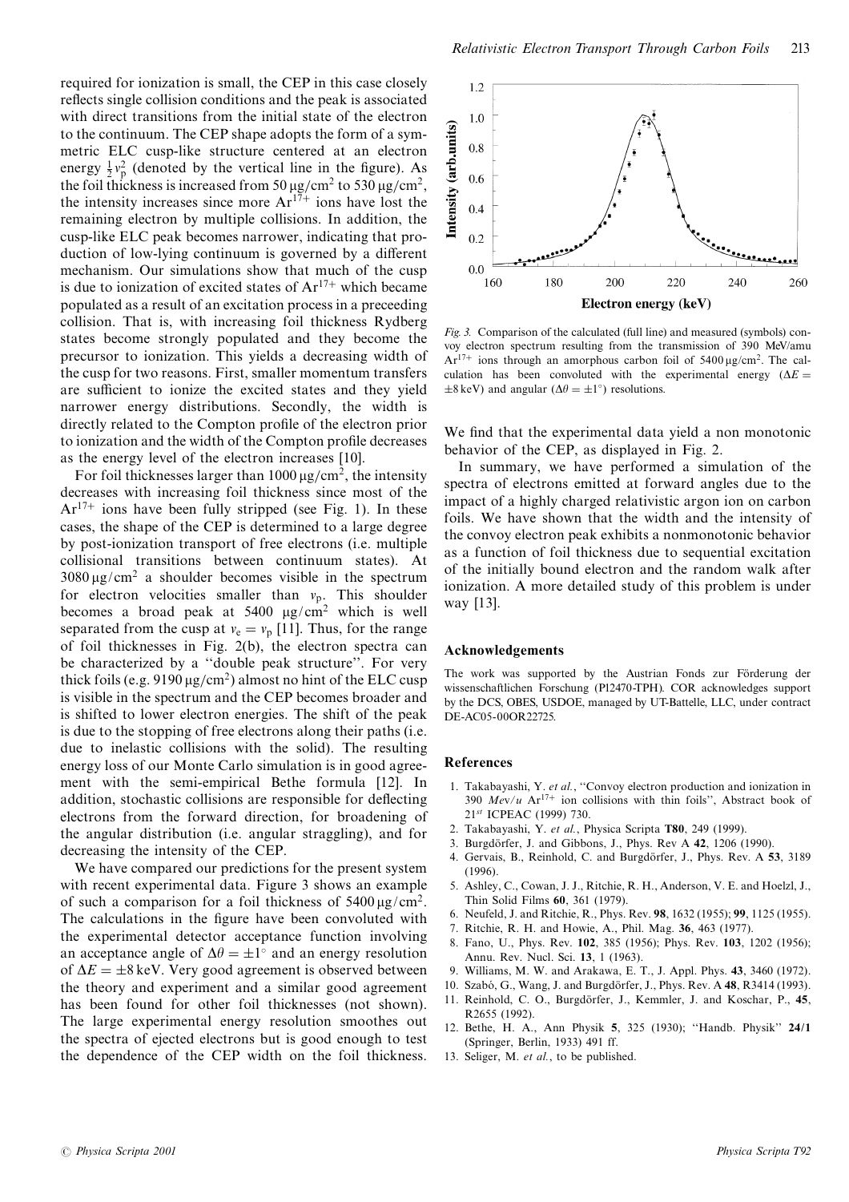required for ionization is small, the CEP in this case closely reflects single collision conditions and the peak is associated with direct transitions from the initial state of the electron to the continuum. The CEP shape adopts the form of a symmetric ELC cusp-like structure centered at an electron energy $\frac{1}{2}v_p^2$ (denoted by the vertical line in the figure). As the foil thickness is increased from 50 μg/cm$^2$ to 530 μg/cm$^2$, the intensity increases since more $Ar^{17+}$ ions have lost the remaining electron by multiple collisions. In addition, the cusp-like ELC peak becomes narrower, indicating that production of low-lying continuum is governed by a different mechanism. Our simulations show that much of the cusp is due to ionization of excited states of $Ar^{17+}$ which became populated as a result of an excitation process in a preceeding collision. That is, with increasing foil thickness Rydberg states become strongly populated and they become the precursor to ionization. This yields a decreasing width of the cusp for two reasons. First, smaller momentum transfers are sufficient to ionize the excited states and they yield narrower energy distributions. Secondly, the width is directly related to the Compton profile of the electron prior to ionization and the width of the Compton profile decreases as the energy level of the electron increases [10].

For foil thicknesses larger than 1000 μg/cm$^2$, the intensity decreases with increasing foil thickness since most of the $Ar^{17+}$ ions have been fully stripped (see Fig. 1). In these cases, the shape of the CEP is determined to a large degree by post-ionization transport of free electrons (i.e. multiple collisional transitions between continuum states). At 3080 μg/cm$^2$ a shoulder becomes visible in the spectrum for electron velocities smaller than $v_p$. This shoulder becomes a broad peak at 5400 μg/cm$^2$ which is well separated from the cusp at $v_e = v_p$ [11]. Thus, for the range of foil thicknesses in Fig. 2(b), the electron spectra can be characterized by a "double peak structure". For very thick foils (e.g. 9190 μg/cm$^2$) almost no hint of the ELC cusp is visible in the spectrum and the CEP becomes broader and is shifted to lower electron energies. The shift of the peak is due to the stopping of free electrons along their paths (i.e. due to inelastic collisions with the solid). The resulting energy loss of our Monte Carlo simulation is in good agreement with the semi-empirical Bethe formula [12]. In addition, stochastic collisions are responsible for deflecting electrons from the forward direction, for broadening of the angular distribution (i.e. angular straggling), and for decreasing the intensity of the CEP.

We have compared our predictions for the present system with recent experimental data. Figure 3 shows an example of such a comparison for a foil thickness of 5400 μg/cm$^2$. The calculations in the figure have been convoluted with the experimental detector acceptance function involving an acceptance angle of $\Delta\theta = \pm 1^\circ$ and an energy resolution of $\Delta E = \pm 8$ keV. Very good agreement is observed between the theory and experiment and a similar good agreement has been found for other foil thicknesses (not shown). The large experimental energy resolution smoothes out the spectra of ejected electrons but is good enough to test the dependence of the CEP width on the foil thickness.

Intensity (arb.units)
1.2
1.0
0.8
0.6
0.4
0.2
0.0
160
180
200
220
240
260
Electron energy (keV)

*Fig. 3.* Comparison of the calculated (full line) and measured (symbols) convoy electron spectrum resulting from the transmission of 390 MeV/amu $Ar^{17+}$ ions through an amorphous carbon foil of 5400 μg/cm$^2$. The calculation has been convoluted with the experimental energy ($\Delta E = \pm 8$ keV) and angular ($\Delta\theta = \pm 1^\circ$) resolutions.

We find that the experimental data yield a non monotonic behavior of the CEP, as displayed in Fig. 2.

In summary, we have performed a simulation of the spectra of electrons emitted at forward angles due to the impact of a highly charged relativistic argon ion on carbon foils. We have shown that the width and the intensity of the convoy electron peak exhibits a nonmonotonic behavior as a function of foil thickness due to sequential excitation of the initially bound electron and the random walk after ionization. A more detailed study of this problem is under way [13].

## Acknowledgements

The work was supported by the Austrian Fonds zur Förderung der wissenschaftlichen Forschung (P12470-TPH). COR acknowledges support by the DCS, OBES, USDOE, managed by UT-Battelle, LLC, under contract DE-AC05-00OR22725.

## References

1. Takabayashi, Y. *et al.*, "Convoy electron production and ionization in 390 *Mev/u* $Ar^{17+}$ ion collisions with thin foils", Abstract book of 21$^{st}$ ICPEAC (1999) 730.
2. Takabayashi, Y. *et al.*, Physica Scripta **T80**, 249 (1999).
3. Burgdörfer, J. and Gibbons, J., Phys. Rev A **42**, 1206 (1990).
4. Gervais, B., Reinhold, C. and Burgdörfer, J., Phys. Rev. A **53**, 3189 (1996).
5. Ashley, C., Cowan, J. J., Ritchie, R. H., Anderson, V. E. and Hoelzl, J., Thin Solid Films **60**, 361 (1979).
6. Neufeld, J. and Ritchie, R., Phys. Rev. **98**, 1632 (1955); **99**, 1125 (1955).
7. Ritchie, R. H. and Howie, A., Phil. Mag. **36**, 463 (1977).
8. Fano, U., Phys. Rev. **102**, 385 (1956); Phys. Rev. **103**, 1202 (1956); Annu. Rev. Nucl. Sci. **13**, 1 (1963).
9. Williams, M. W. and Arakawa, E. T., J. Appl. Phys. **43**, 3460 (1972).
10. Szabó, G., Wang, J. and Burgdörfer, J., Phys. Rev. A **48**, R3414 (1993).
11. Reinhold, C. O., Burgdörfer, J., Kemmler, J. and Koschar, P., **45**, R2655 (1992).
12. Bethe, H. A., Ann Physik **5**, 325 (1930); "Handb. Physik" **24/1** (Springer, Berlin, 1933) 491 ff.
13. Seliger, M. *et al.*, to be published.